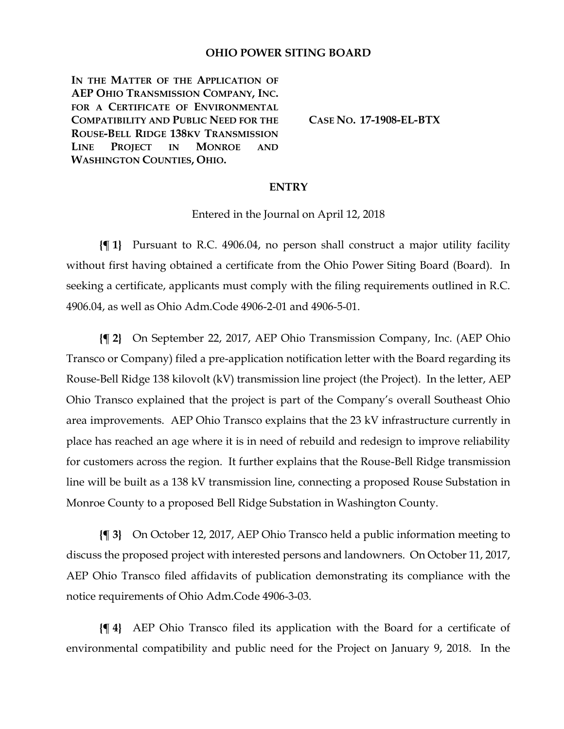# OHIO POWER SITING BOARD

**IN THE MATTER OF THE APPLICATION OF AEP OHIO TRANSMISSION COMPANY, INC. FOR A CERTIFICATE OF ENVIRONMENTAL COMPATIBILITY AND PUBLIC NEED FOR THE ROUSE-BELL RIDGE 138KV TRANSMISSION LINE PROJECT IN MONROE AND WASHINGTON COUNTIES, OHIO.**

**CASE NO. 17-1908-EL-BTX**

## ENTRY

Entered in the Journal on April 12, 2018

**{¶ 1}** Pursuant to R.C. 4906.04, no person shall construct a major utility facility without first having obtained a certificate from the Ohio Power Siting Board (Board). In seeking a certificate, applicants must comply with the filing requirements outlined in R.C. 4906.04, as well as Ohio Adm.Code 4906-2-01 and 4906-5-01.

**{¶ 2}** On September 22, 2017, AEP Ohio Transmission Company, Inc. (AEP Ohio Transco or Company) filed a pre-application notification letter with the Board regarding its Rouse-Bell Ridge 138 kilovolt (kV) transmission line project (the Project). In the letter, AEP Ohio Transco explained that the project is part of the Company's overall Southeast Ohio area improvements. AEP Ohio Transco explains that the 23 kV infrastructure currently in place has reached an age where it is in need of rebuild and redesign to improve reliability for customers across the region. It further explains that the Rouse-Bell Ridge transmission line will be built as a 138 kV transmission line, connecting a proposed Rouse Substation in Monroe County to a proposed Bell Ridge Substation in Washington County.

**{¶ 3}** On October 12, 2017, AEP Ohio Transco held a public information meeting to discuss the proposed project with interested persons and landowners. On October 11, 2017, AEP Ohio Transco filed affidavits of publication demonstrating its compliance with the notice requirements of Ohio Adm.Code 4906-3-03.

**{¶ 4}** AEP Ohio Transco filed its application with the Board for a certificate of environmental compatibility and public need for the Project on January 9, 2018. In the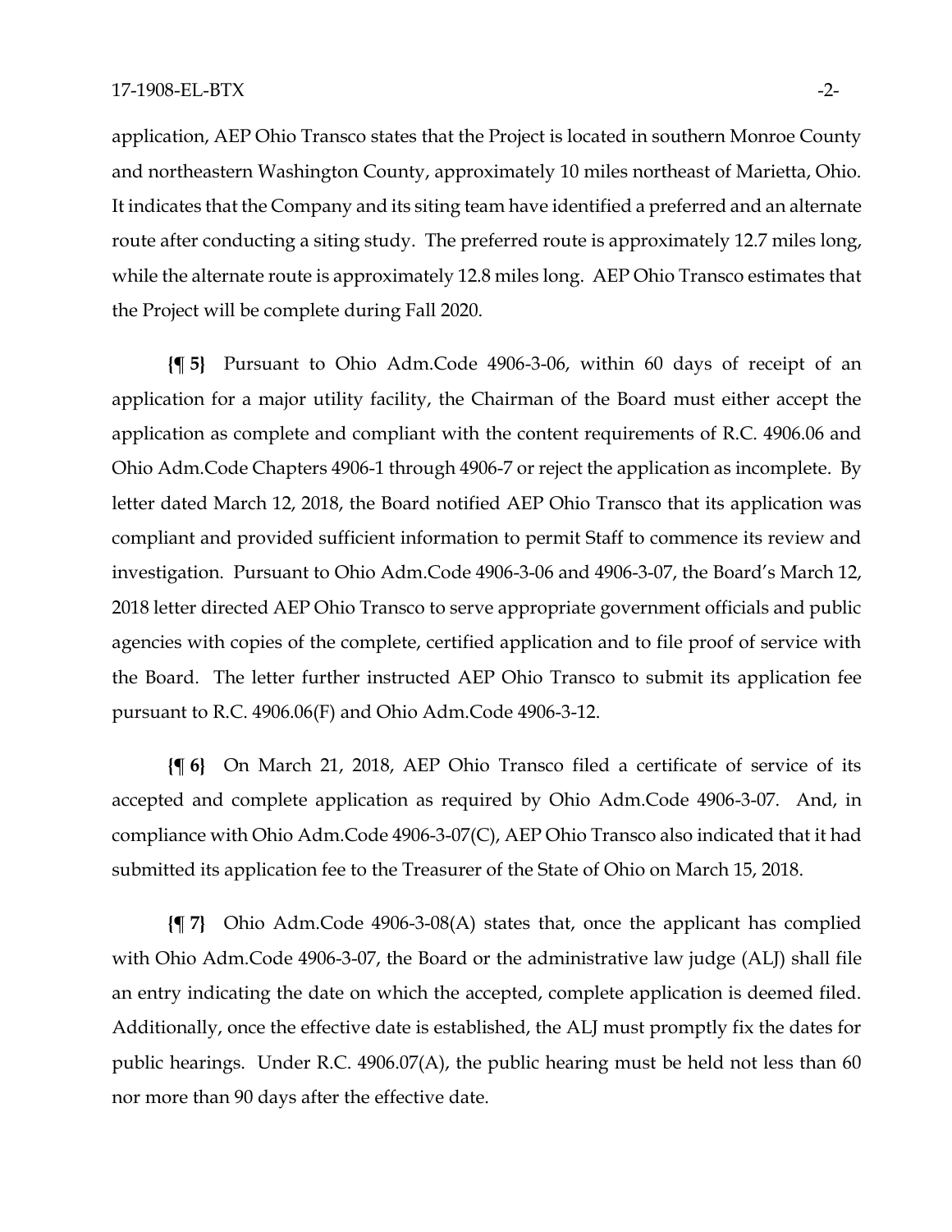application, AEP Ohio Transco states that the Project is located in southern Monroe County and northeastern Washington County, approximately 10 miles northeast of Marietta, Ohio. It indicates that the Company and its siting team have identified a preferred and an alternate route after conducting a siting study. The preferred route is approximately 12.7 miles long, while the alternate route is approximately 12.8 miles long. AEP Ohio Transco estimates that the Project will be complete during Fall 2020.

**{¶ 5}** Pursuant to Ohio Adm.Code 4906-3-06, within 60 days of receipt of an application for a major utility facility, the Chairman of the Board must either accept the application as complete and compliant with the content requirements of R.C. 4906.06 and Ohio Adm.Code Chapters 4906-1 through 4906-7 or reject the application as incomplete. By letter dated March 12, 2018, the Board notified AEP Ohio Transco that its application was compliant and provided sufficient information to permit Staff to commence its review and investigation. Pursuant to Ohio Adm.Code 4906-3-06 and 4906-3-07, the Board's March 12, 2018 letter directed AEP Ohio Transco to serve appropriate government officials and public agencies with copies of the complete, certified application and to file proof of service with the Board. The letter further instructed AEP Ohio Transco to submit its application fee pursuant to R.C. 4906.06(F) and Ohio Adm.Code 4906-3-12.

**{¶ 6}** On March 21, 2018, AEP Ohio Transco filed a certificate of service of its accepted and complete application as required by Ohio Adm.Code 4906-3-07. And, in compliance with Ohio Adm.Code 4906-3-07(C), AEP Ohio Transco also indicated that it had submitted its application fee to the Treasurer of the State of Ohio on March 15, 2018.

**{¶ 7}** Ohio Adm.Code 4906-3-08(A) states that, once the applicant has complied with Ohio Adm.Code 4906-3-07, the Board or the administrative law judge (ALJ) shall file an entry indicating the date on which the accepted, complete application is deemed filed. Additionally, once the effective date is established, the ALJ must promptly fix the dates for public hearings. Under R.C. 4906.07(A), the public hearing must be held not less than 60 nor more than 90 days after the effective date.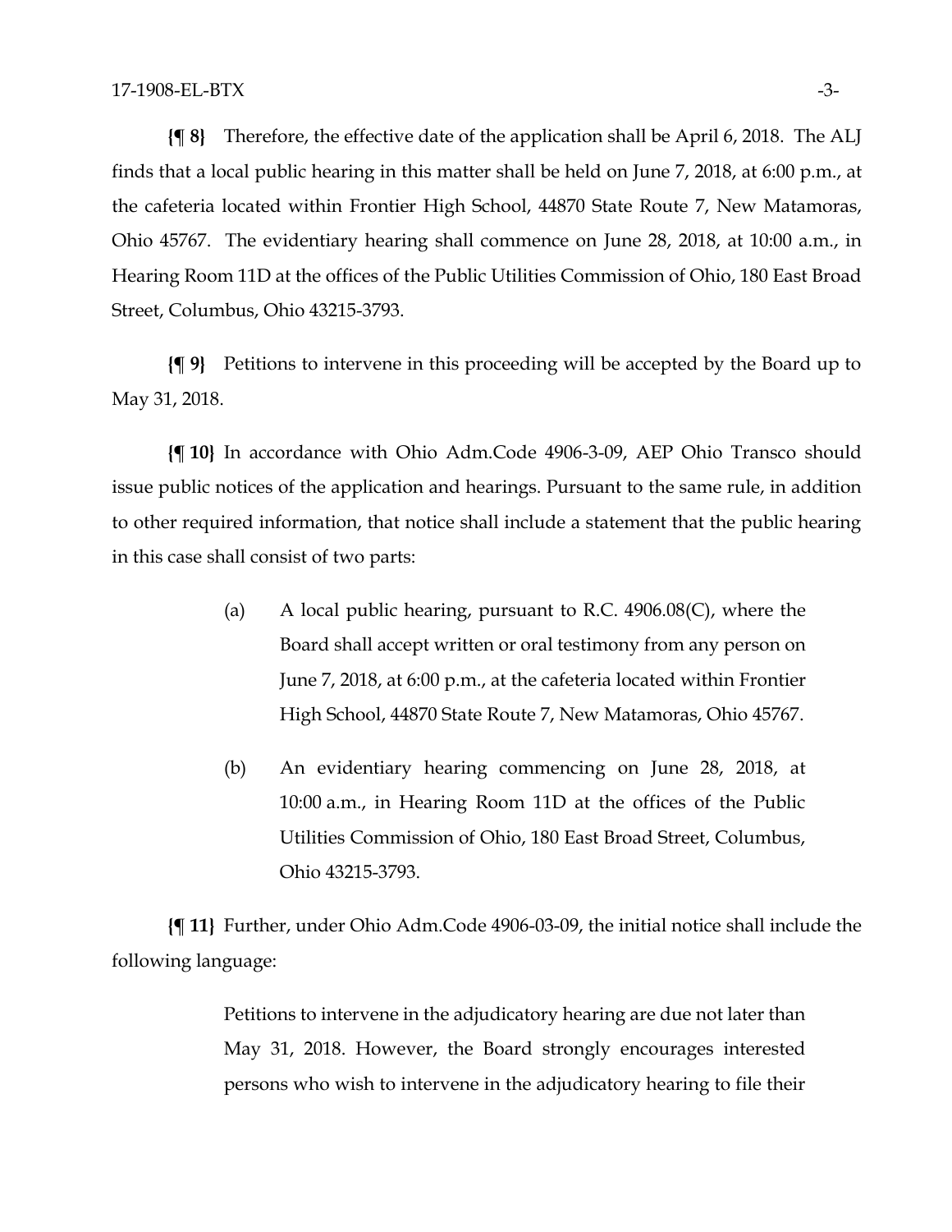**{¶ 8}** Therefore, the effective date of the application shall be April 6, 2018. The ALJ finds that a local public hearing in this matter shall be held on June 7, 2018, at 6:00 p.m., at the cafeteria located within Frontier High School, 44870 State Route 7, New Matamoras, Ohio 45767. The evidentiary hearing shall commence on June 28, 2018, at 10:00 a.m., in Hearing Room 11D at the offices of the Public Utilities Commission of Ohio, 180 East Broad Street, Columbus, Ohio 43215-3793.

**{¶ 9}** Petitions to intervene in this proceeding will be accepted by the Board up to May 31, 2018.

**{¶ 10}** In accordance with Ohio Adm.Code 4906-3-09, AEP Ohio Transco should issue public notices of the application and hearings. Pursuant to the same rule, in addition to other required information, that notice shall include a statement that the public hearing in this case shall consist of two parts:

(a) A local public hearing, pursuant to R.C. 4906.08(C), where the Board shall accept written or oral testimony from any person on June 7, 2018, at 6:00 p.m., at the cafeteria located within Frontier High School, 44870 State Route 7, New Matamoras, Ohio 45767.

(b) An evidentiary hearing commencing on June 28, 2018, at 10:00 a.m., in Hearing Room 11D at the offices of the Public Utilities Commission of Ohio, 180 East Broad Street, Columbus, Ohio 43215-3793.

**{¶ 11}** Further, under Ohio Adm.Code 4906-03-09, the initial notice shall include the following language:

> Petitions to intervene in the adjudicatory hearing are due not later than May 31, 2018. However, the Board strongly encourages interested persons who wish to intervene in the adjudicatory hearing to file their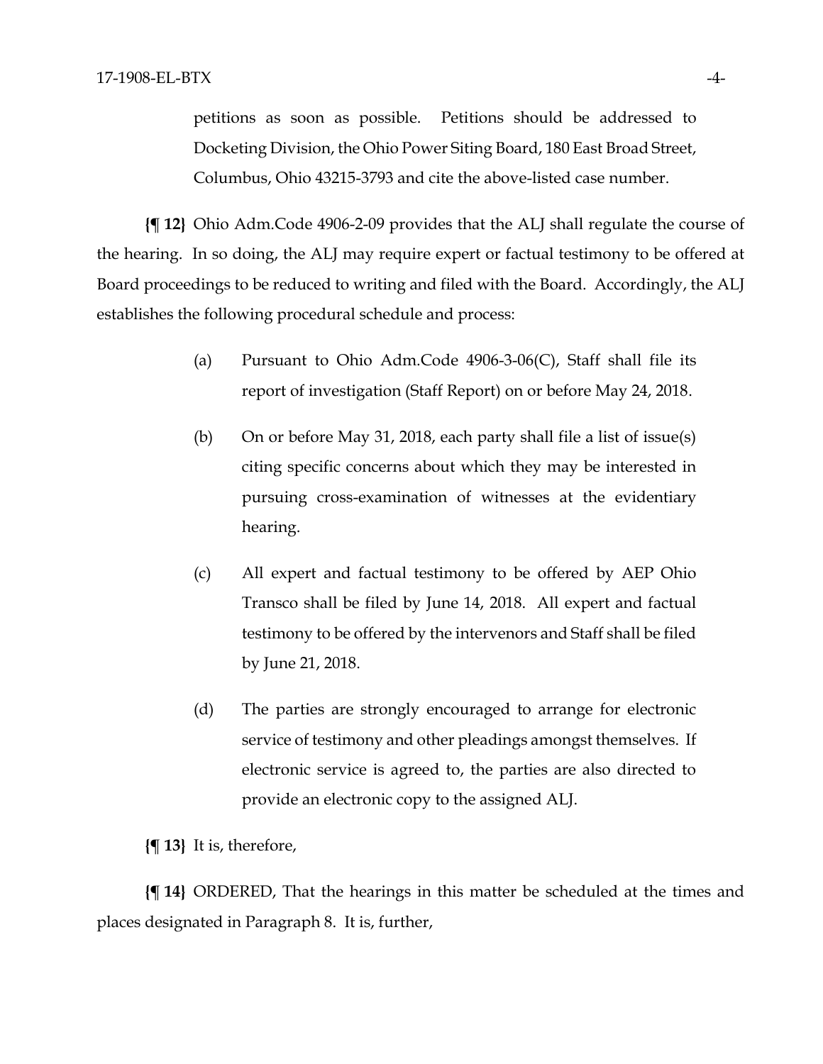petitions as soon as possible. Petitions should be addressed to Docketing Division, the Ohio Power Siting Board, 180 East Broad Street, Columbus, Ohio 43215-3793 and cite the above-listed case number.

**{¶ 12}** Ohio Adm.Code 4906-2-09 provides that the ALJ shall regulate the course of the hearing. In so doing, the ALJ may require expert or factual testimony to be offered at Board proceedings to be reduced to writing and filed with the Board. Accordingly, the ALJ establishes the following procedural schedule and process:

(a) Pursuant to Ohio Adm.Code 4906-3-06(C), Staff shall file its report of investigation (Staff Report) on or before May 24, 2018.

(b) On or before May 31, 2018, each party shall file a list of issue(s) citing specific concerns about which they may be interested in pursuing cross-examination of witnesses at the evidentiary hearing.

(c) All expert and factual testimony to be offered by AEP Ohio Transco shall be filed by June 14, 2018. All expert and factual testimony to be offered by the intervenors and Staff shall be filed by June 21, 2018.

(d) The parties are strongly encouraged to arrange for electronic service of testimony and other pleadings amongst themselves. If electronic service is agreed to, the parties are also directed to provide an electronic copy to the assigned ALJ.

**{¶ 13}** It is, therefore,

**{¶ 14}** ORDERED, That the hearings in this matter be scheduled at the times and places designated in Paragraph 8. It is, further,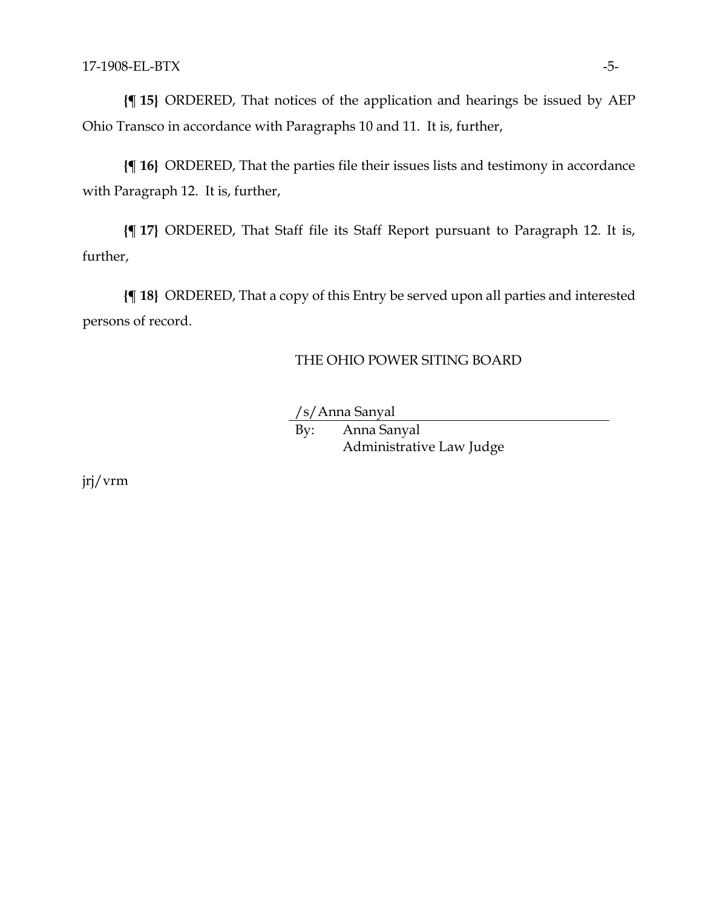**{¶ 15}** ORDERED, That notices of the application and hearings be issued by AEP Ohio Transco in accordance with Paragraphs 10 and 11. It is, further,

**{¶ 16}** ORDERED, That the parties file their issues lists and testimony in accordance with Paragraph 12. It is, further,

**{¶ 17}** ORDERED, That Staff file its Staff Report pursuant to Paragraph 12. It is, further,

**{¶ 18}** ORDERED, That a copy of this Entry be served upon all parties and interested persons of record.

THE OHIO POWER SITING BOARD

/s/Anna Sanyal

By: Anna Sanyal
Administrative Law Judge

jrj/vrm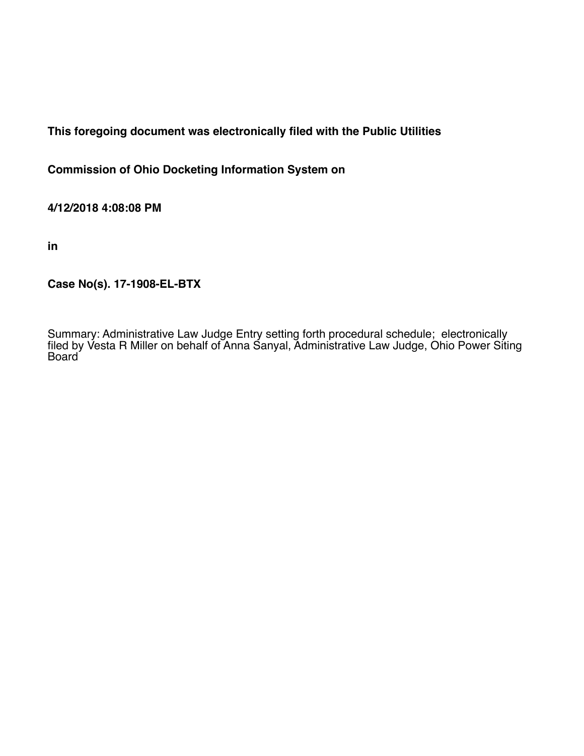**This foregoing document was electronically filed with the Public Utilities**

**Commission of Ohio Docketing Information System on**

**4/12/2018 4:08:08 PM**

**in**

**Case No(s). 17-1908-EL-BTX**

Summary: Administrative Law Judge Entry setting forth procedural schedule; electronically filed by Vesta R Miller on behalf of Anna Sanyal, Administrative Law Judge, Ohio Power Siting Board